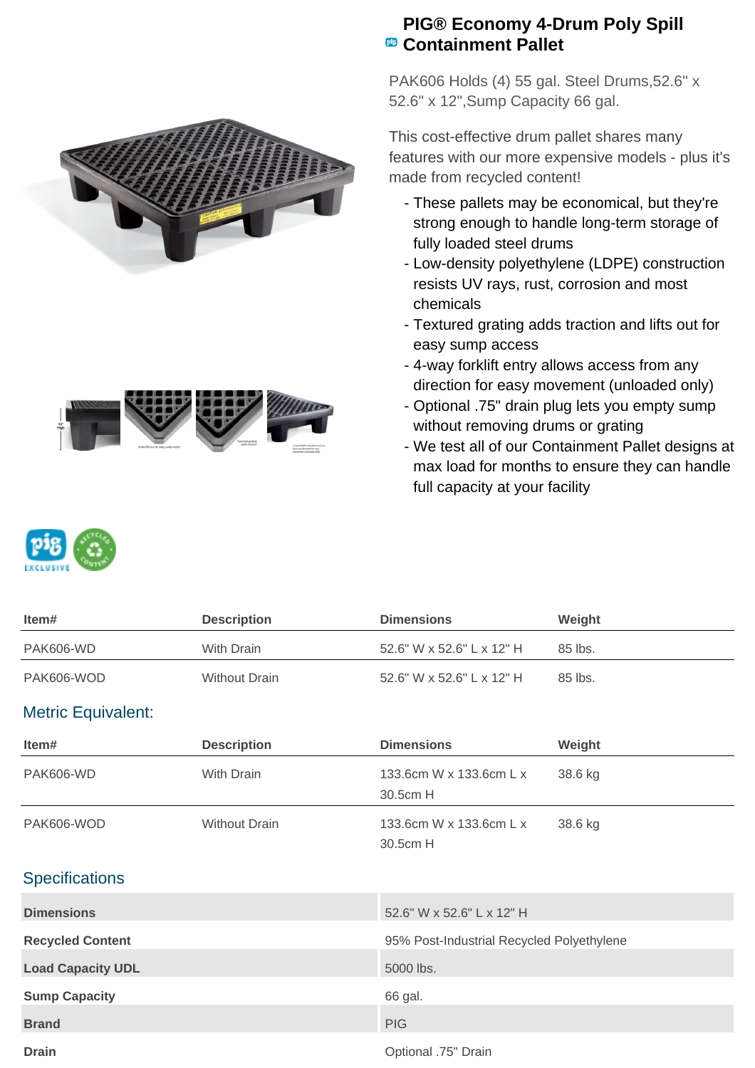# PIG® Economy 4-Drum Poly Spill Containment Pallet

PAK606 Holds (4) 55 gal. Steel Drums,52.6" x 52.6" x 12",Sump Capacity 66 gal.

This cost-effective drum pallet shares many features with our more expensive models - plus it's made from recycled content!

- These pallets may be economical, but they're strong enough to handle long-term storage of fully loaded steel drums
- Low-density polyethylene (LDPE) construction resists UV rays, rust, corrosion and most chemicals
- Textured grating adds traction and lifts out for easy sump access
- 4-way forklift entry allows access from any direction for easy movement (unloaded only)
- Optional .75" drain plug lets you empty sump without removing drums or grating
- We test all of our Containment Pallet designs at max load for months to ensure they can handle full capacity at your facility

| Item# | Description | Dimensions | Weight |
|---|---|---|---|
| PAK606-WD | With Drain | 52.6" W x 52.6" L x 12" H | 85 lbs. |
| PAK606-WOD | Without Drain | 52.6" W x 52.6" L x 12" H | 85 lbs. |

## Metric Equivalent:

| Item# | Description | Dimensions | Weight |
|---|---|---|---|
| PAK606-WD | With Drain | 133.6cm W x 133.6cm L x 30.5cm H | 38.6 kg |
| PAK606-WOD | Without Drain | 133.6cm W x 133.6cm L x 30.5cm H | 38.6 kg |

## Specifications

| | |
|---|---|
| **Dimensions** | 52.6" W x 52.6" L x 12" H |
| **Recycled Content** | 95% Post-Industrial Recycled Polyethylene |
| **Load Capacity UDL** | 5000 lbs. |
| **Sump Capacity** | 66 gal. |
| **Brand** | PIG |
| **Drain** | Optional .75" Drain |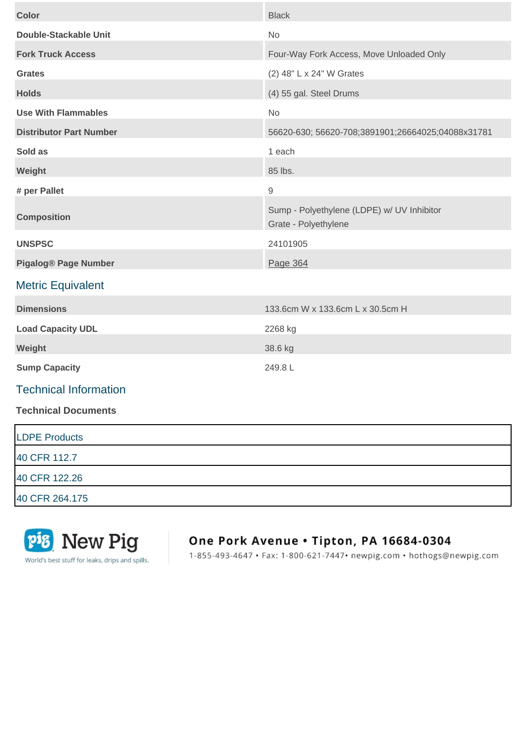| | |
|---|---|
| **Color** | Black |
| **Double-Stackable Unit** | No |
| **Fork Truck Access** | Four-Way Fork Access, Move Unloaded Only |
| **Grates** | (2) 48" L x 24" W Grates |
| **Holds** | (4) 55 gal. Steel Drums |
| **Use With Flammables** | No |
| **Distributor Part Number** | 56620-630; 56620-708;3891901;26664025;04088x31781 |
| **Sold as** | 1 each |
| **Weight** | 85 lbs. |
| **# per Pallet** | 9 |
| **Composition** | Sump - Polyethylene (LDPE) w/ UV Inhibitor<br>Grate - Polyethylene |
| **UNSPSC** | 24101905 |
| **Pigalog® Page Number** | Page 364 |

## Metric Equivalent

| | |
|---|---|
| **Dimensions** | 133.6cm W x 133.6cm L x 30.5cm H |
| **Load Capacity UDL** | 2268 kg |
| **Weight** | 38.6 kg |
| **Sump Capacity** | 249.8 L |

## Technical Information

**Technical Documents**

| |
|---|
| LDPE Products |
| 40 CFR 112.7 |
| 40 CFR 122.26 |
| 40 CFR 264.175 |

New Pig
World's best stuff for leaks, drips and spills.

One Pork Avenue • Tipton, PA 16684-0304
1-855-493-4647 • Fax: 1-800-621-7447• newpig.com • hothogs@newpig.com